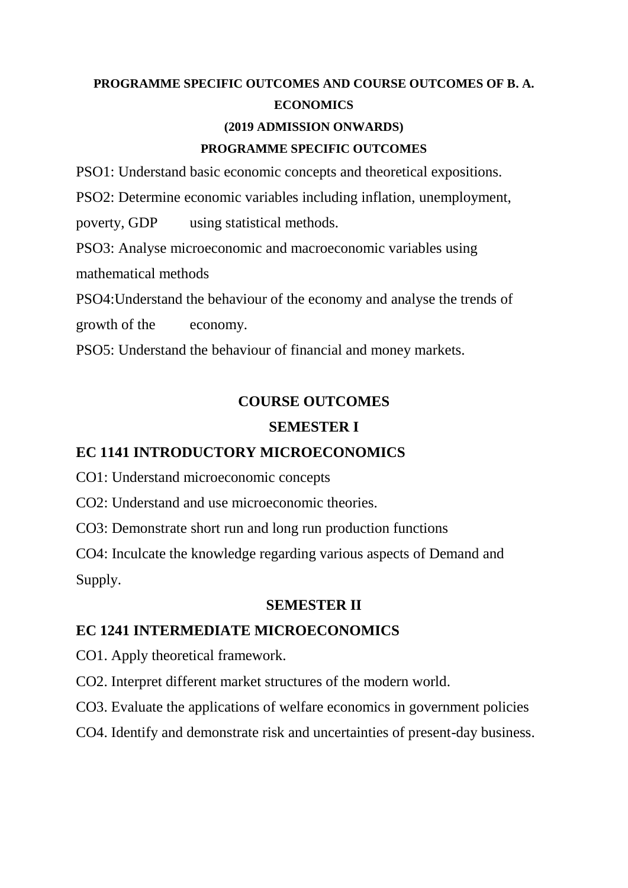# PROGRAMME SPECIFIC OUTCOMES AND COURSE OUTCOMES OF B. A. ECONOMICS

### (2019 ADMISSION ONWARDS)

## PROGRAMME SPECIFIC OUTCOMES

PSO1: Understand basic economic concepts and theoretical expositions.

PSO2: Determine economic variables including inflation, unemployment, poverty, GDP using statistical methods.

PSO3: Analyse microeconomic and macroeconomic variables using mathematical methods

PSO4:Understand the behaviour of the economy and analyse the trends of growth of the economy.

PSO5: Understand the behaviour of financial and money markets.

## COURSE OUTCOMES

### SEMESTER I

### EC 1141 INTRODUCTORY MICROECONOMICS

CO1: Understand microeconomic concepts

CO2: Understand and use microeconomic theories.

CO3: Demonstrate short run and long run production functions

CO4: Inculcate the knowledge regarding various aspects of Demand and Supply.

### SEMESTER II

### EC 1241 INTERMEDIATE MICROECONOMICS

CO1. Apply theoretical framework.

CO2. Interpret different market structures of the modern world.

CO3. Evaluate the applications of welfare economics in government policies

CO4. Identify and demonstrate risk and uncertainties of present-day business.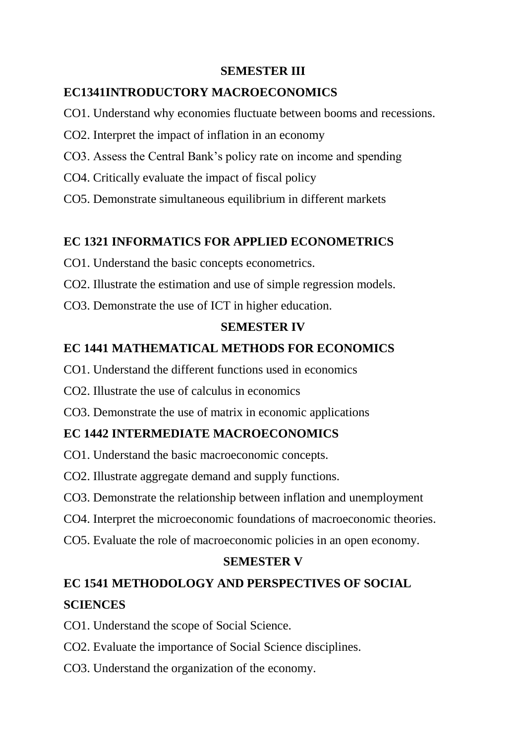## SEMESTER III

### EC1341INTRODUCTORY MACROECONOMICS

CO1. Understand why economies fluctuate between booms and recessions.

CO2. Interpret the impact of inflation in an economy

CO3. Assess the Central Bank's policy rate on income and spending

CO4. Critically evaluate the impact of fiscal policy

CO5. Demonstrate simultaneous equilibrium in different markets

### EC 1321 INFORMATICS FOR APPLIED ECONOMETRICS

CO1. Understand the basic concepts econometrics.

CO2. Illustrate the estimation and use of simple regression models.

CO3. Demonstrate the use of ICT in higher education.

## SEMESTER IV

### EC 1441 MATHEMATICAL METHODS FOR ECONOMICS

CO1. Understand the different functions used in economics

CO2. Illustrate the use of calculus in economics

CO3. Demonstrate the use of matrix in economic applications

### EC 1442 INTERMEDIATE MACROECONOMICS

CO1. Understand the basic macroeconomic concepts.

CO2. Illustrate aggregate demand and supply functions.

CO3. Demonstrate the relationship between inflation and unemployment

CO4. Interpret the microeconomic foundations of macroeconomic theories.

CO5. Evaluate the role of macroeconomic policies in an open economy.

## SEMESTER V

### EC 1541 METHODOLOGY AND PERSPECTIVES OF SOCIAL SCIENCES

CO1. Understand the scope of Social Science.

CO2. Evaluate the importance of Social Science disciplines.

CO3. Understand the organization of the economy.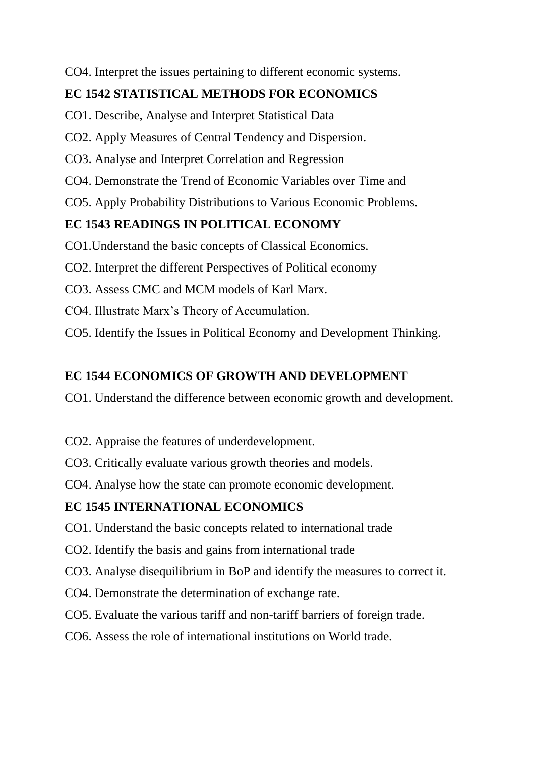CO4. Interpret the issues pertaining to different economic systems.

**EC 1542 STATISTICAL METHODS FOR ECONOMICS**

CO1. Describe, Analyse and Interpret Statistical Data

CO2. Apply Measures of Central Tendency and Dispersion.

CO3. Analyse and Interpret Correlation and Regression

CO4. Demonstrate the Trend of Economic Variables over Time and

CO5. Apply Probability Distributions to Various Economic Problems.

**EC 1543 READINGS IN POLITICAL ECONOMY**

CO1.Understand the basic concepts of Classical Economics.

CO2. Interpret the different Perspectives of Political economy

CO3. Assess CMC and MCM models of Karl Marx.

CO4. Illustrate Marx's Theory of Accumulation.

CO5. Identify the Issues in Political Economy and Development Thinking.

**EC 1544 ECONOMICS OF GROWTH AND DEVELOPMENT**

CO1. Understand the difference between economic growth and development.

CO2. Appraise the features of underdevelopment.

CO3. Critically evaluate various growth theories and models.

CO4. Analyse how the state can promote economic development.

**EC 1545 INTERNATIONAL ECONOMICS**

CO1. Understand the basic concepts related to international trade

CO2. Identify the basis and gains from international trade

CO3. Analyse disequilibrium in BoP and identify the measures to correct it.

CO4. Demonstrate the determination of exchange rate.

CO5. Evaluate the various tariff and non-tariff barriers of foreign trade.

CO6. Assess the role of international institutions on World trade.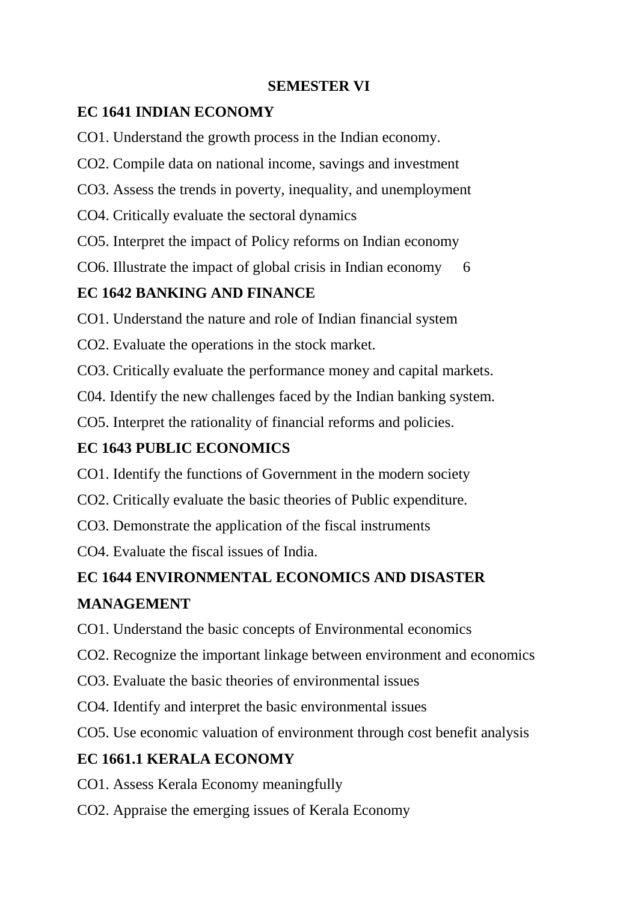## SEMESTER VI

### EC 1641 INDIAN ECONOMY

CO1. Understand the growth process in the Indian economy.

CO2. Compile data on national income, savings and investment

CO3. Assess the trends in poverty, inequality, and unemployment

CO4. Critically evaluate the sectoral dynamics

CO5. Interpret the impact of Policy reforms on Indian economy

CO6. Illustrate the impact of global crisis in Indian economy 6

### EC 1642 BANKING AND FINANCE

CO1. Understand the nature and role of Indian financial system

CO2. Evaluate the operations in the stock market.

CO3. Critically evaluate the performance money and capital markets.

C04. Identify the new challenges faced by the Indian banking system.

CO5. Interpret the rationality of financial reforms and policies.

### EC 1643 PUBLIC ECONOMICS

CO1. Identify the functions of Government in the modern society

CO2. Critically evaluate the basic theories of Public expenditure.

CO3. Demonstrate the application of the fiscal instruments

CO4. Evaluate the fiscal issues of India.

### EC 1644 ENVIRONMENTAL ECONOMICS AND DISASTER MANAGEMENT

CO1. Understand the basic concepts of Environmental economics

CO2. Recognize the important linkage between environment and economics

CO3. Evaluate the basic theories of environmental issues

CO4. Identify and interpret the basic environmental issues

CO5. Use economic valuation of environment through cost benefit analysis

### EC 1661.1 KERALA ECONOMY

CO1. Assess Kerala Economy meaningfully

CO2. Appraise the emerging issues of Kerala Economy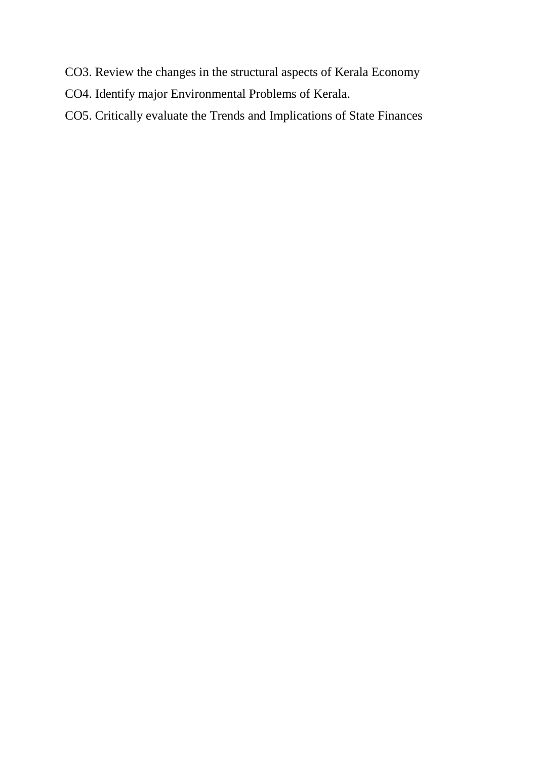CO3. Review the changes in the structural aspects of Kerala Economy

CO4. Identify major Environmental Problems of Kerala.

CO5. Critically evaluate the Trends and Implications of State Finances